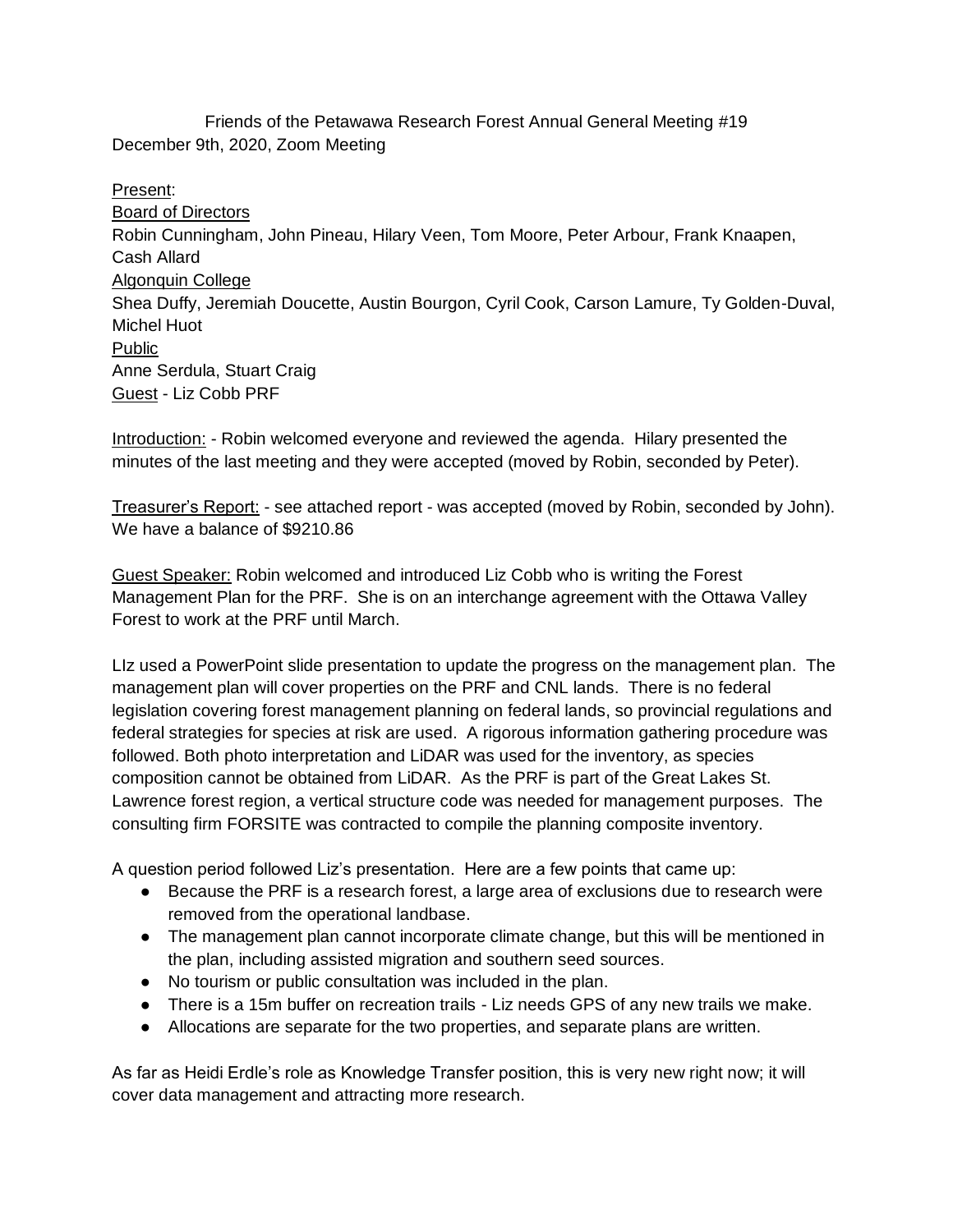Friends of the Petawawa Research Forest Annual General Meeting #19

December 9th, 2020, Zoom Meeting

Present:

Board of Directors

Robin Cunningham, John Pineau, Hilary Veen, Tom Moore, Peter Arbour, Frank Knaapen, Cash Allard

Algonquin College

Shea Duffy, Jeremiah Doucette, Austin Bourgon, Cyril Cook, Carson Lamure, Ty Golden-Duval, Michel Huot

Public

Anne Serdula, Stuart Craig

Guest - Liz Cobb PRF

Introduction: - Robin welcomed everyone and reviewed the agenda. Hilary presented the minutes of the last meeting and they were accepted (moved by Robin, seconded by Peter).

Treasurer's Report: - see attached report - was accepted (moved by Robin, seconded by John). We have a balance of $9210.86

Guest Speaker: Robin welcomed and introduced Liz Cobb who is writing the Forest Management Plan for the PRF. She is on an interchange agreement with the Ottawa Valley Forest to work at the PRF until March.

LIz used a PowerPoint slide presentation to update the progress on the management plan. The management plan will cover properties on the PRF and CNL lands. There is no federal legislation covering forest management planning on federal lands, so provincial regulations and federal strategies for species at risk are used. A rigorous information gathering procedure was followed. Both photo interpretation and LiDAR was used for the inventory, as species composition cannot be obtained from LiDAR. As the PRF is part of the Great Lakes St. Lawrence forest region, a vertical structure code was needed for management purposes. The consulting firm FORSITE was contracted to compile the planning composite inventory.

A question period followed Liz's presentation. Here are a few points that came up:

- Because the PRF is a research forest, a large area of exclusions due to research were removed from the operational landbase.
- The management plan cannot incorporate climate change, but this will be mentioned in the plan, including assisted migration and southern seed sources.
- No tourism or public consultation was included in the plan.
- There is a 15m buffer on recreation trails - Liz needs GPS of any new trails we make.
- Allocations are separate for the two properties, and separate plans are written.

As far as Heidi Erdle's role as Knowledge Transfer position, this is very new right now; it will cover data management and attracting more research.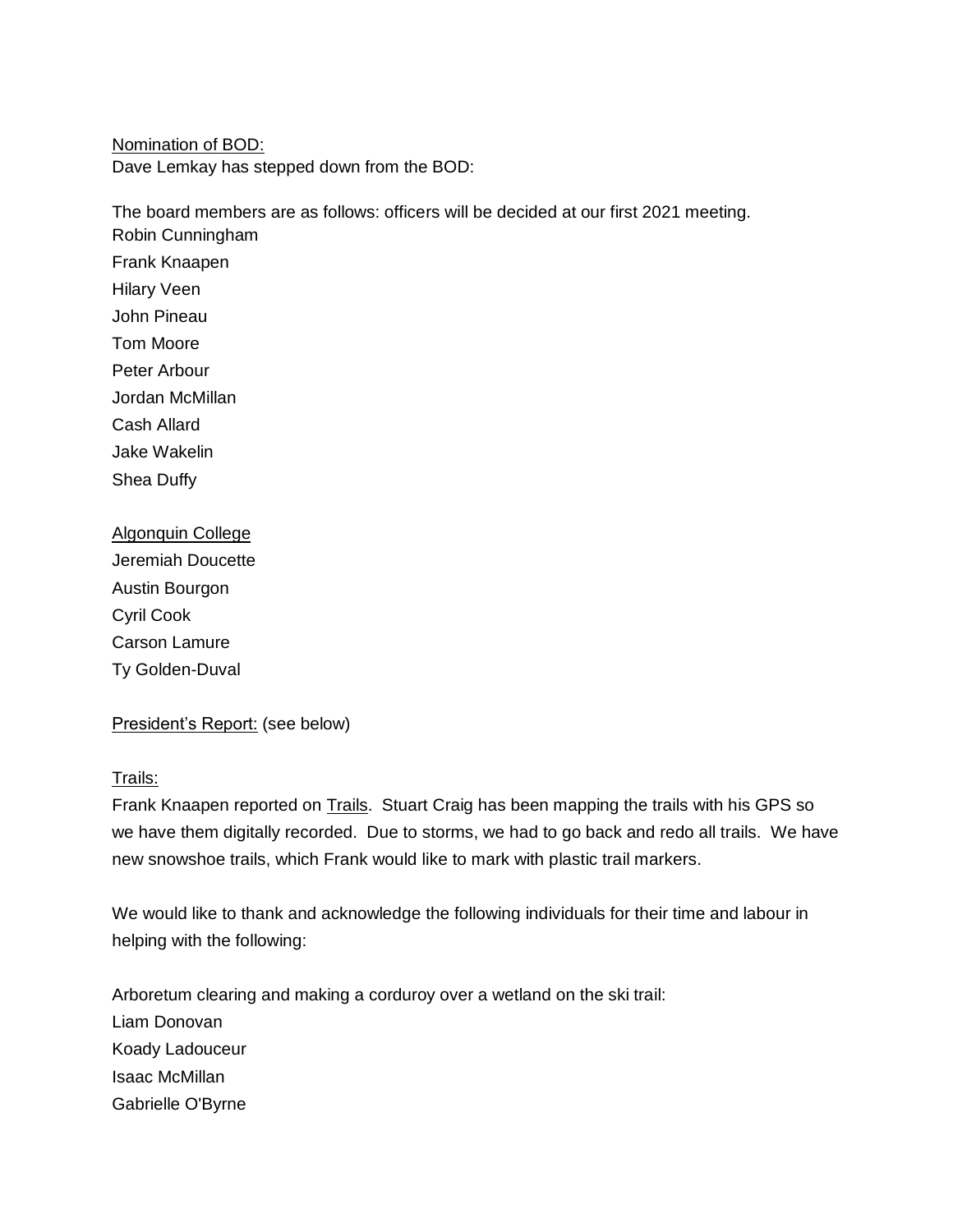<u>Nomination of BOD:</u>
Dave Lemkay has stepped down from the BOD:

The board members are as follows: officers will be decided at our first 2021 meeting.
Robin Cunningham
Frank Knaapen
Hilary Veen
John Pineau
Tom Moore
Peter Arbour
Jordan McMillan
Cash Allard
Jake Wakelin
Shea Duffy

<u>Algonquin College</u>
Jeremiah Doucette
Austin Bourgon
Cyril Cook
Carson Lamure
Ty Golden-Duval

<u>President's Report:</u> (see below)

<u>Trails:</u>
Frank Knaapen reported on <u>Trails</u>. Stuart Craig has been mapping the trails with his GPS so we have them digitally recorded. Due to storms, we had to go back and redo all trails. We have new snowshoe trails, which Frank would like to mark with plastic trail markers.

We would like to thank and acknowledge the following individuals for their time and labour in helping with the following:

Arboretum clearing and making a corduroy over a wetland on the ski trail:
Liam Donovan
Koady Ladouceur
Isaac McMillan
Gabrielle O'Byrne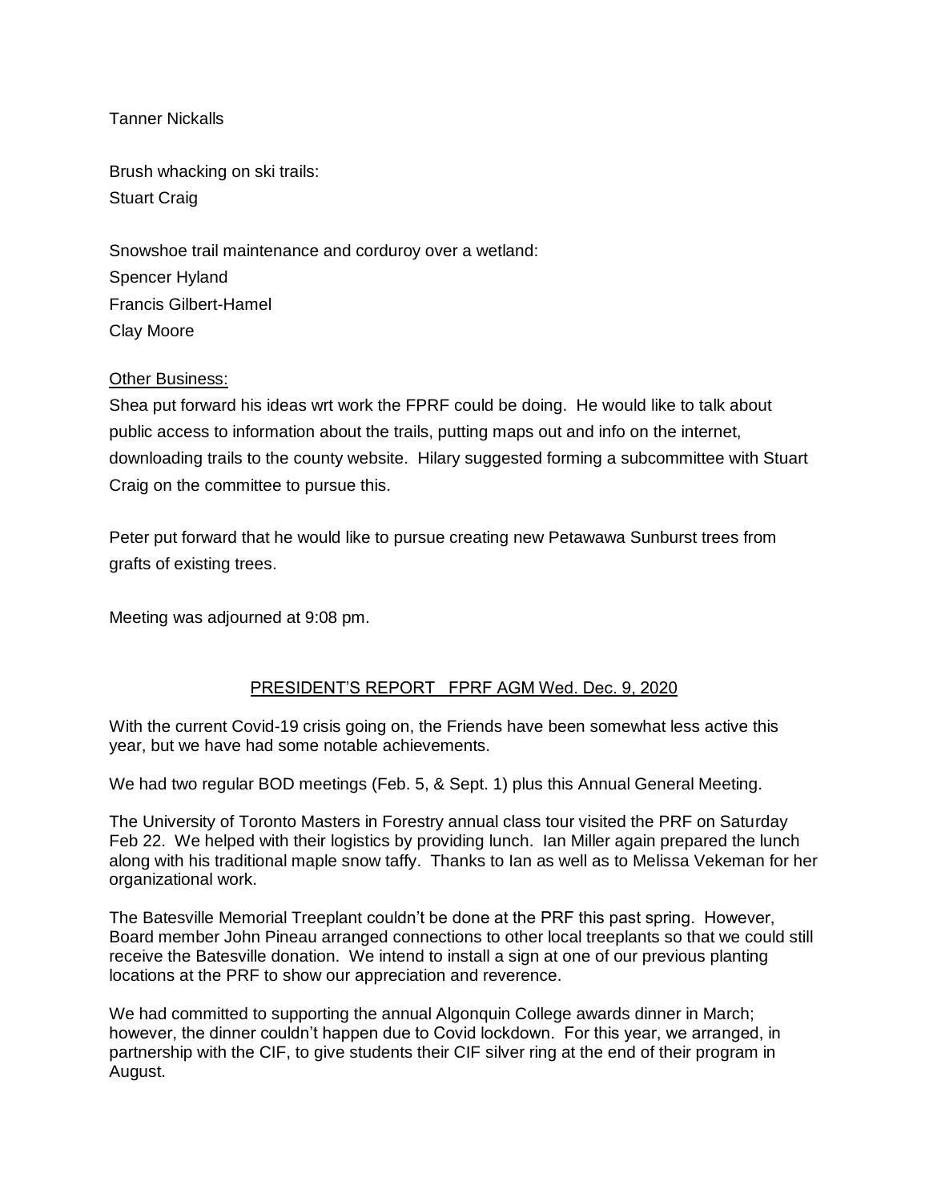Tanner Nickalls

Brush whacking on ski trails:  
Stuart Craig

Snowshoe trail maintenance and corduroy over a wetland:  
Spencer Hyland  
Francis Gilbert-Hamel  
Clay Moore

Other Business:

Shea put forward his ideas wrt work the FPRF could be doing. He would like to talk about public access to information about the trails, putting maps out and info on the internet, downloading trails to the county website. Hilary suggested forming a subcommittee with Stuart Craig on the committee to pursue this.

Peter put forward that he would like to pursue creating new Petawawa Sunburst trees from grafts of existing trees.

Meeting was adjourned at 9:08 pm.

## PRESIDENT'S REPORT FPRF AGM Wed. Dec. 9, 2020

With the current Covid-19 crisis going on, the Friends have been somewhat less active this year, but we have had some notable achievements.

We had two regular BOD meetings (Feb. 5, & Sept. 1) plus this Annual General Meeting.

The University of Toronto Masters in Forestry annual class tour visited the PRF on Saturday Feb 22. We helped with their logistics by providing lunch. Ian Miller again prepared the lunch along with his traditional maple snow taffy. Thanks to Ian as well as to Melissa Vekeman for her organizational work.

The Batesville Memorial Treeplant couldn't be done at the PRF this past spring. However, Board member John Pineau arranged connections to other local treeplants so that we could still receive the Batesville donation. We intend to install a sign at one of our previous planting locations at the PRF to show our appreciation and reverence.

We had committed to supporting the annual Algonquin College awards dinner in March; however, the dinner couldn't happen due to Covid lockdown. For this year, we arranged, in partnership with the CIF, to give students their CIF silver ring at the end of their program in August.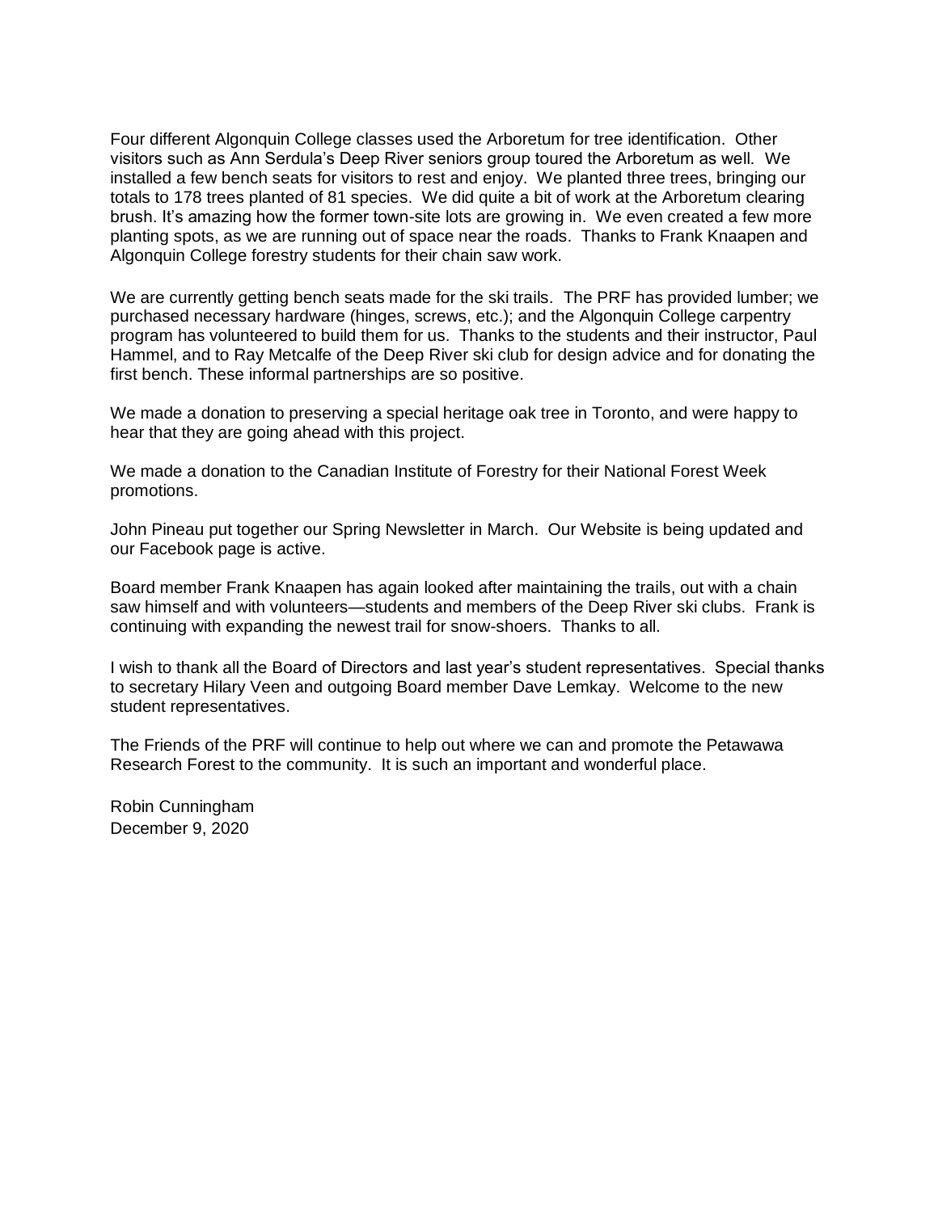Four different Algonquin College classes used the Arboretum for tree identification. Other visitors such as Ann Serdula's Deep River seniors group toured the Arboretum as well. We installed a few bench seats for visitors to rest and enjoy. We planted three trees, bringing our totals to 178 trees planted of 81 species. We did quite a bit of work at the Arboretum clearing brush. It's amazing how the former town-site lots are growing in. We even created a few more planting spots, as we are running out of space near the roads. Thanks to Frank Knaapen and Algonquin College forestry students for their chain saw work.

We are currently getting bench seats made for the ski trails. The PRF has provided lumber; we purchased necessary hardware (hinges, screws, etc.); and the Algonquin College carpentry program has volunteered to build them for us. Thanks to the students and their instructor, Paul Hammel, and to Ray Metcalfe of the Deep River ski club for design advice and for donating the first bench. These informal partnerships are so positive.

We made a donation to preserving a special heritage oak tree in Toronto, and were happy to hear that they are going ahead with this project.

We made a donation to the Canadian Institute of Forestry for their National Forest Week promotions.

John Pineau put together our Spring Newsletter in March. Our Website is being updated and our Facebook page is active.

Board member Frank Knaapen has again looked after maintaining the trails, out with a chain saw himself and with volunteers—students and members of the Deep River ski clubs. Frank is continuing with expanding the newest trail for snow-shoers. Thanks to all.

I wish to thank all the Board of Directors and last year's student representatives. Special thanks to secretary Hilary Veen and outgoing Board member Dave Lemkay. Welcome to the new student representatives.

The Friends of the PRF will continue to help out where we can and promote the Petawawa Research Forest to the community. It is such an important and wonderful place.

Robin Cunningham
December 9, 2020